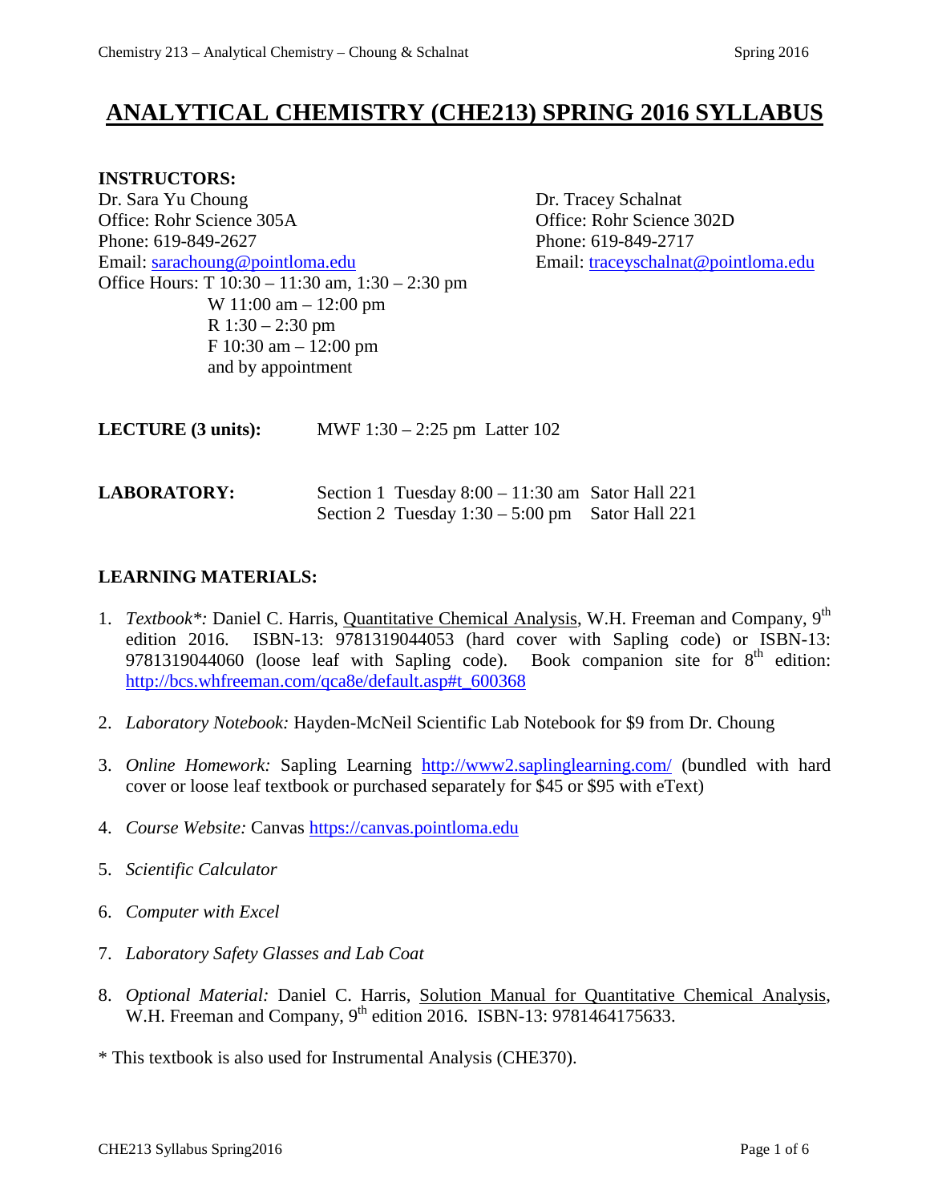# ANALYTICAL CHEMISTRY (CHE213) SPRING 2016 SYLLABUS

**INSTRUCTORS:**

Dr. Sara Yu Choung
Office: Rohr Science 305A
Phone: 619-849-2627
Email: sarachoung@pointloma.edu
Office Hours: T 10:30 – 11:30 am, 1:30 – 2:30 pm
W 11:00 am – 12:00 pm
R 1:30 – 2:30 pm
F 10:30 am – 12:00 pm
and by appointment

Dr. Tracey Schalnat
Office: Rohr Science 302D
Phone: 619-849-2717
Email: traceyschalnat@pointloma.edu

**LECTURE (3 units):** MWF 1:30 – 2:25 pm Latter 102

**LABORATORY:** Section 1 Tuesday 8:00 – 11:30 am Sator Hall 221
Section 2 Tuesday 1:30 – 5:00 pm Sator Hall 221

**LEARNING MATERIALS:**

1. *Textbook*\*:* Daniel C. Harris, Quantitative Chemical Analysis, W.H. Freeman and Company, 9th edition 2016. ISBN-13: 9781319044053 (hard cover with Sapling code) or ISBN-13: 9781319044060 (loose leaf with Sapling code). Book companion site for 8th edition: http://bcs.whfreeman.com/qca8e/default.asp#t_600368

2. *Laboratory Notebook:* Hayden-McNeil Scientific Lab Notebook for $9 from Dr. Choung

3. *Online Homework:* Sapling Learning http://www2.saplinglearning.com/ (bundled with hard cover or loose leaf textbook or purchased separately for $45 or $95 with eText)

4. *Course Website:* Canvas https://canvas.pointloma.edu

5. *Scientific Calculator*

6. *Computer with Excel*

7. *Laboratory Safety Glasses and Lab Coat*

8. *Optional Material:* Daniel C. Harris, Solution Manual for Quantitative Chemical Analysis, W.H. Freeman and Company, 9th edition 2016. ISBN-13: 9781464175633.

\* This textbook is also used for Instrumental Analysis (CHE370).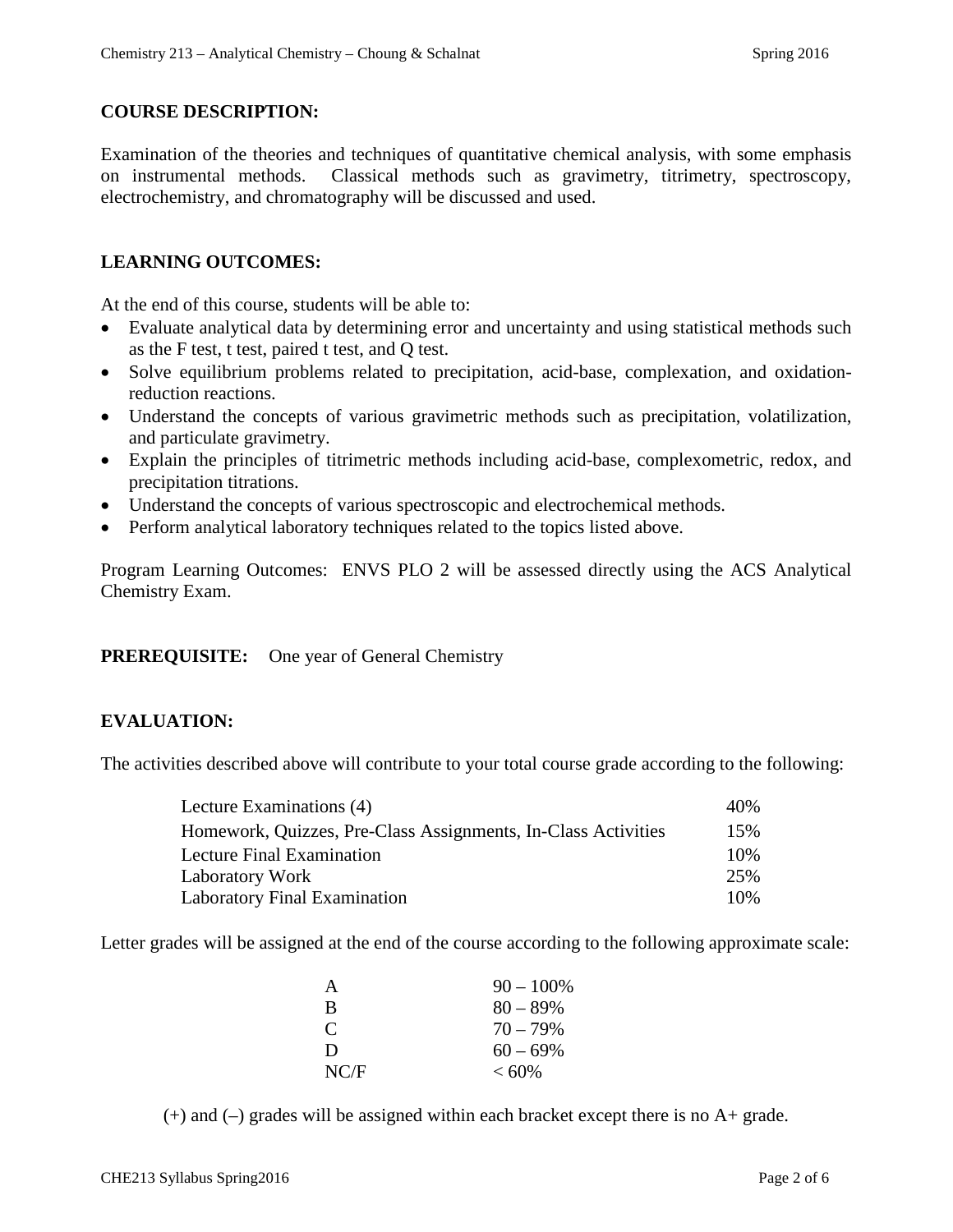**COURSE DESCRIPTION:**

Examination of the theories and techniques of quantitative chemical analysis, with some emphasis on instrumental methods. Classical methods such as gravimetry, titrimetry, spectroscopy, electrochemistry, and chromatography will be discussed and used.

**LEARNING OUTCOMES:**

At the end of this course, students will be able to:

- Evaluate analytical data by determining error and uncertainty and using statistical methods such as the F test, t test, paired t test, and Q test.
- Solve equilibrium problems related to precipitation, acid-base, complexation, and oxidation-reduction reactions.
- Understand the concepts of various gravimetric methods such as precipitation, volatilization, and particulate gravimetry.
- Explain the principles of titrimetric methods including acid-base, complexometric, redox, and precipitation titrations.
- Understand the concepts of various spectroscopic and electrochemical methods.
- Perform analytical laboratory techniques related to the topics listed above.

Program Learning Outcomes: ENVS PLO 2 will be assessed directly using the ACS Analytical Chemistry Exam.

**PREREQUISITE:** One year of General Chemistry

**EVALUATION:**

The activities described above will contribute to your total course grade according to the following:

| Activity | Weight |
| --- | --- |
| Lecture Examinations (4) | 40% |
| Homework, Quizzes, Pre-Class Assignments, In-Class Activities | 15% |
| Lecture Final Examination | 10% |
| Laboratory Work | 25% |
| Laboratory Final Examination | 10% |

Letter grades will be assigned at the end of the course according to the following approximate scale:

| Grade | Range |
| --- | --- |
| A | 90 – 100% |
| B | 80 – 89% |
| C | 70 – 79% |
| D | 60 – 69% |
| NC/F | < 60% |

(+) and (–) grades will be assigned within each bracket except there is no A+ grade.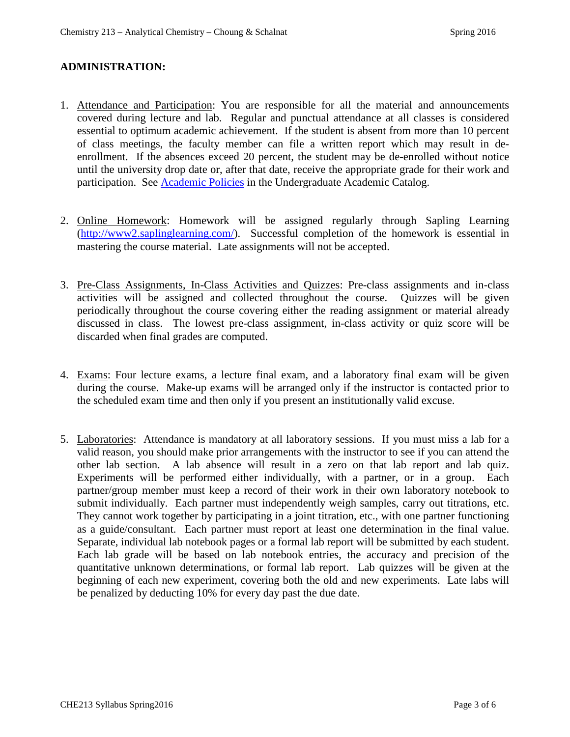## ADMINISTRATION:

1. Attendance and Participation: You are responsible for all the material and announcements covered during lecture and lab. Regular and punctual attendance at all classes is considered essential to optimum academic achievement. If the student is absent from more than 10 percent of class meetings, the faculty member can file a written report which may result in de-enrollment. If the absences exceed 20 percent, the student may be de-enrolled without notice until the university drop date or, after that date, receive the appropriate grade for their work and participation. See Academic Policies in the Undergraduate Academic Catalog.

2. Online Homework: Homework will be assigned regularly through Sapling Learning (http://www2.saplinglearning.com/). Successful completion of the homework is essential in mastering the course material. Late assignments will not be accepted.

3. Pre-Class Assignments, In-Class Activities and Quizzes: Pre-class assignments and in-class activities will be assigned and collected throughout the course. Quizzes will be given periodically throughout the course covering either the reading assignment or material already discussed in class. The lowest pre-class assignment, in-class activity or quiz score will be discarded when final grades are computed.

4. Exams: Four lecture exams, a lecture final exam, and a laboratory final exam will be given during the course. Make-up exams will be arranged only if the instructor is contacted prior to the scheduled exam time and then only if you present an institutionally valid excuse.

5. Laboratories: Attendance is mandatory at all laboratory sessions. If you must miss a lab for a valid reason, you should make prior arrangements with the instructor to see if you can attend the other lab section. A lab absence will result in a zero on that lab report and lab quiz. Experiments will be performed either individually, with a partner, or in a group. Each partner/group member must keep a record of their work in their own laboratory notebook to submit individually. Each partner must independently weigh samples, carry out titrations, etc. They cannot work together by participating in a joint titration, etc., with one partner functioning as a guide/consultant. Each partner must report at least one determination in the final value. Separate, individual lab notebook pages or a formal lab report will be submitted by each student. Each lab grade will be based on lab notebook entries, the accuracy and precision of the quantitative unknown determinations, or formal lab report. Lab quizzes will be given at the beginning of each new experiment, covering both the old and new experiments. Late labs will be penalized by deducting 10% for every day past the due date.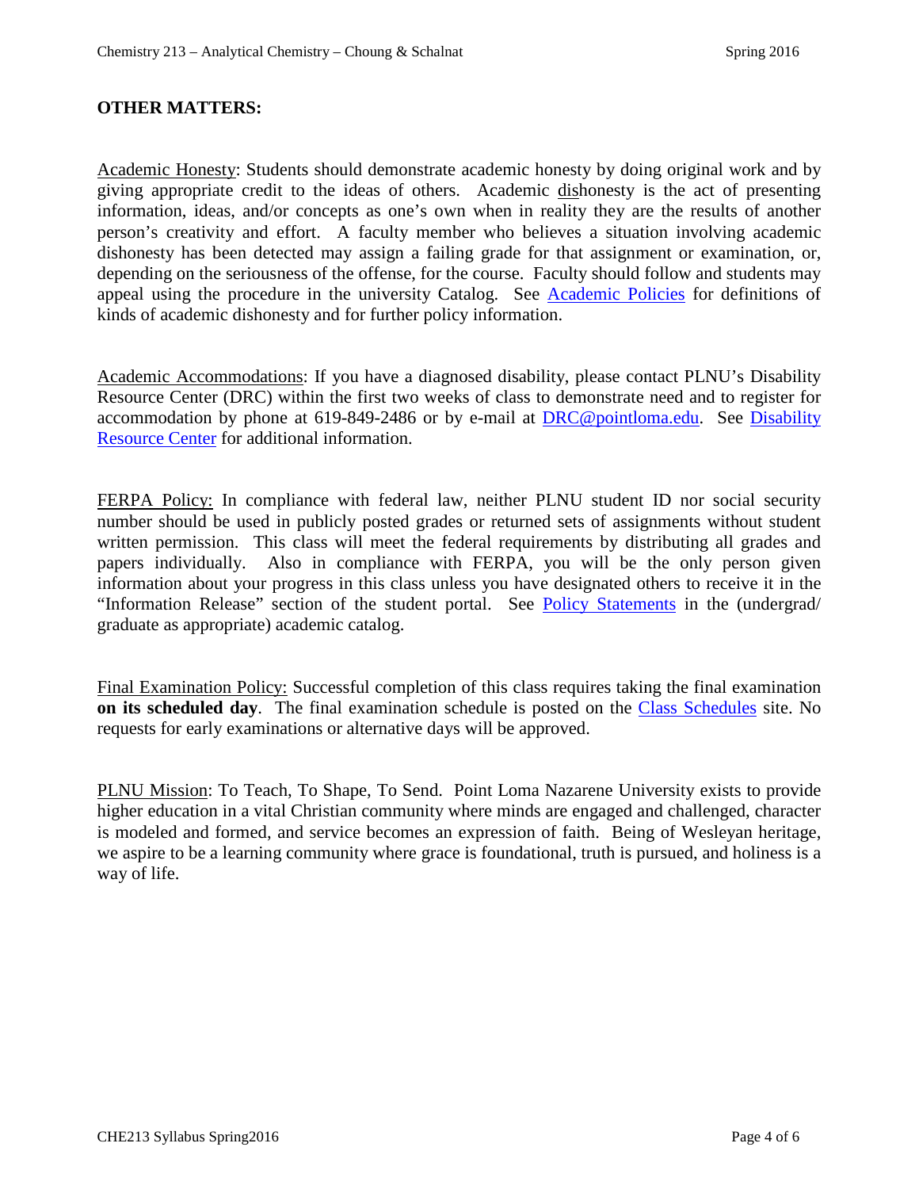**OTHER MATTERS:**

Academic Honesty: Students should demonstrate academic honesty by doing original work and by giving appropriate credit to the ideas of others. Academic dishonesty is the act of presenting information, ideas, and/or concepts as one's own when in reality they are the results of another person's creativity and effort. A faculty member who believes a situation involving academic dishonesty has been detected may assign a failing grade for that assignment or examination, or, depending on the seriousness of the offense, for the course. Faculty should follow and students may appeal using the procedure in the university Catalog. See Academic Policies for definitions of kinds of academic dishonesty and for further policy information.

Academic Accommodations: If you have a diagnosed disability, please contact PLNU's Disability Resource Center (DRC) within the first two weeks of class to demonstrate need and to register for accommodation by phone at 619-849-2486 or by e-mail at DRC@pointloma.edu. See Disability Resource Center for additional information.

FERPA Policy: In compliance with federal law, neither PLNU student ID nor social security number should be used in publicly posted grades or returned sets of assignments without student written permission. This class will meet the federal requirements by distributing all grades and papers individually. Also in compliance with FERPA, you will be the only person given information about your progress in this class unless you have designated others to receive it in the "Information Release" section of the student portal. See Policy Statements in the (undergrad/ graduate as appropriate) academic catalog.

Final Examination Policy: Successful completion of this class requires taking the final examination **on its scheduled day**. The final examination schedule is posted on the Class Schedules site. No requests for early examinations or alternative days will be approved.

PLNU Mission: To Teach, To Shape, To Send. Point Loma Nazarene University exists to provide higher education in a vital Christian community where minds are engaged and challenged, character is modeled and formed, and service becomes an expression of faith. Being of Wesleyan heritage, we aspire to be a learning community where grace is foundational, truth is pursued, and holiness is a way of life.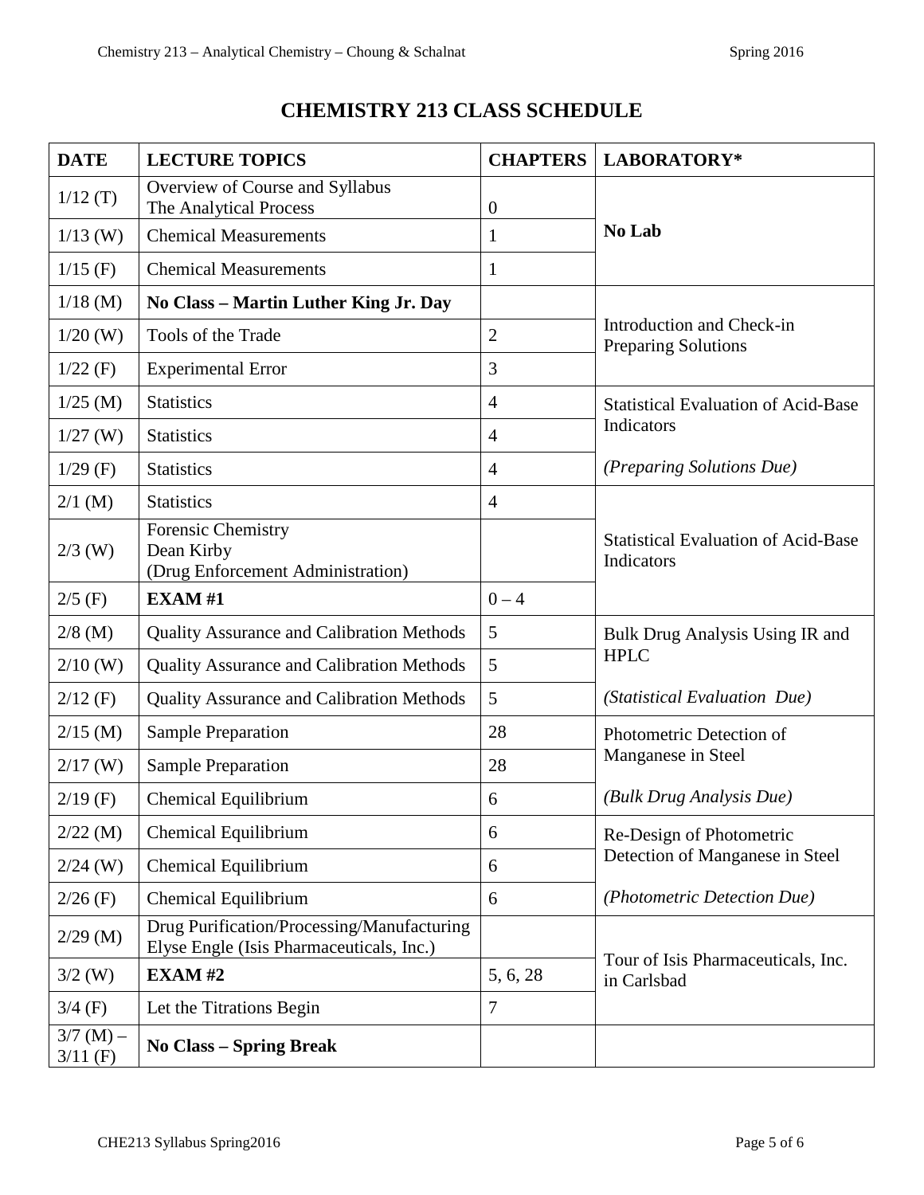# CHEMISTRY 213 CLASS SCHEDULE

| DATE | LECTURE TOPICS | CHAPTERS | LABORATORY* |
|---|---|---|---|
| 1/12 (T) | Overview of Course and Syllabus<br>The Analytical Process | 0 | **No Lab** |
| 1/13 (W) | Chemical Measurements | 1 | |
| 1/15 (F) | Chemical Measurements | 1 | |
| 1/18 (M) | **No Class – Martin Luther King Jr. Day** | | Introduction and Check-in<br>Preparing Solutions |
| 1/20 (W) | Tools of the Trade | 2 | |
| 1/22 (F) | Experimental Error | 3 | |
| 1/25 (M) | Statistics | 4 | Statistical Evaluation of Acid-Base Indicators<br><br>*(Preparing Solutions Due)* |
| 1/27 (W) | Statistics | 4 | |
| 1/29 (F) | Statistics | 4 | |
| 2/1 (M) | Statistics | 4 | Statistical Evaluation of Acid-Base Indicators |
| 2/3 (W) | Forensic Chemistry<br>Dean Kirby<br>(Drug Enforcement Administration) | | |
| 2/5 (F) | **EXAM #1** | 0 – 4 | |
| 2/8 (M) | Quality Assurance and Calibration Methods | 5 | Bulk Drug Analysis Using IR and HPLC<br><br>*(Statistical Evaluation Due)* |
| 2/10 (W) | Quality Assurance and Calibration Methods | 5 | |
| 2/12 (F) | Quality Assurance and Calibration Methods | 5 | |
| 2/15 (M) | Sample Preparation | 28 | Photometric Detection of Manganese in Steel<br><br>*(Bulk Drug Analysis Due)* |
| 2/17 (W) | Sample Preparation | 28 | |
| 2/19 (F) | Chemical Equilibrium | 6 | |
| 2/22 (M) | Chemical Equilibrium | 6 | Re-Design of Photometric Detection of Manganese in Steel<br><br>*(Photometric Detection Due)* |
| 2/24 (W) | Chemical Equilibrium | 6 | |
| 2/26 (F) | Chemical Equilibrium | 6 | |
| 2/29 (M) | Drug Purification/Processing/Manufacturing<br>Elyse Engle (Isis Pharmaceuticals, Inc.) | | Tour of Isis Pharmaceuticals, Inc. in Carlsbad |
| 3/2 (W) | **EXAM #2** | 5, 6, 28 | |
| 3/4 (F) | Let the Titrations Begin | 7 | |
| 3/7 (M) – 3/11 (F) | **No Class – Spring Break** | | |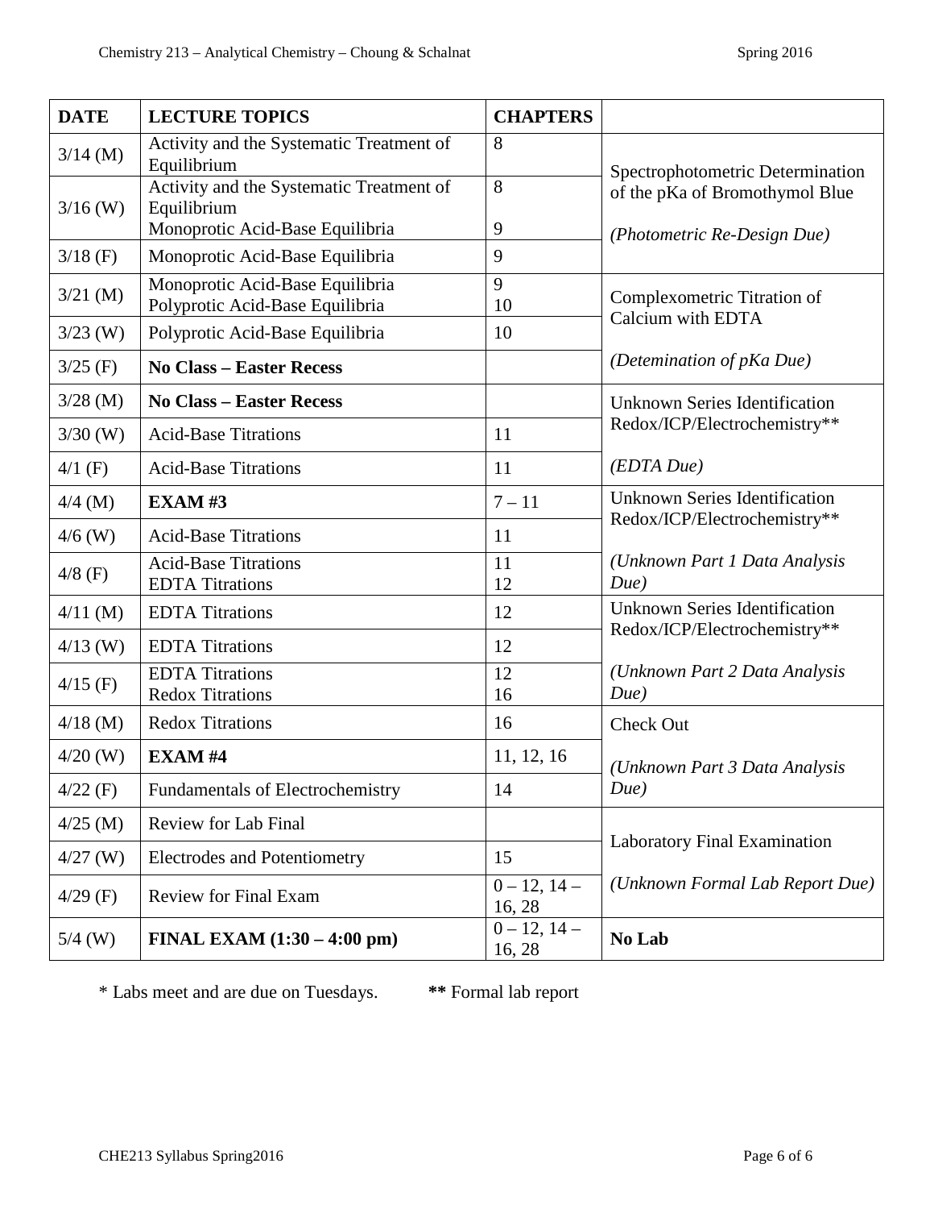| DATE | LECTURE TOPICS | CHAPTERS | |
|---|---|---|---|
| 3/14 (M) | Activity and the Systematic Treatment of Equilibrium | 8 | Spectrophotometric Determination of the pKa of Bromothymol Blue<br><br>*(Photometric Re-Design Due)* |
| 3/16 (W) | Activity and the Systematic Treatment of Equilibrium<br>Monoprotic Acid-Base Equilibria | 8<br><br>9 | |
| 3/18 (F) | Monoprotic Acid-Base Equilibria | 9 | |
| 3/21 (M) | Monoprotic Acid-Base Equilibria<br>Polyprotic Acid-Base Equilibria | 9<br>10 | Complexometric Titration of Calcium with EDTA<br><br>*(Detemination of pKa Due)* |
| 3/23 (W) | Polyprotic Acid-Base Equilibria | 10 | |
| 3/25 (F) | **No Class – Easter Recess** | | |
| 3/28 (M) | **No Class – Easter Recess** | | Unknown Series Identification Redox/ICP/Electrochemistry**<br><br>*(EDTA Due)* |
| 3/30 (W) | Acid-Base Titrations | 11 | |
| 4/1 (F) | Acid-Base Titrations | 11 | |
| 4/4 (M) | **EXAM #3** | 7 – 11 | Unknown Series Identification Redox/ICP/Electrochemistry**<br><br>*(Unknown Part 1 Data Analysis Due)* |
| 4/6 (W) | Acid-Base Titrations | 11 | |
| 4/8 (F) | Acid-Base Titrations<br>EDTA Titrations | 11<br>12 | |
| 4/11 (M) | EDTA Titrations | 12 | Unknown Series Identification Redox/ICP/Electrochemistry**<br><br>*(Unknown Part 2 Data Analysis Due)* |
| 4/13 (W) | EDTA Titrations | 12 | |
| 4/15 (F) | EDTA Titrations<br>Redox Titrations | 12<br>16 | |
| 4/18 (M) | Redox Titrations | 16 | Check Out<br><br>*(Unknown Part 3 Data Analysis Due)* |
| 4/20 (W) | **EXAM #4** | 11, 12, 16 | |
| 4/22 (F) | Fundamentals of Electrochemistry | 14 | |
| 4/25 (M) | Review for Lab Final | | Laboratory Final Examination<br><br>*(Unknown Formal Lab Report Due)* |
| 4/27 (W) | Electrodes and Potentiometry | 15 | |
| 4/29 (F) | Review for Final Exam | 0 – 12, 14 – 16, 28 | |
| 5/4 (W) | **FINAL EXAM (1:30 – 4:00 pm)** | 0 – 12, 14 – 16, 28 | **No Lab** |

* Labs meet and are due on Tuesdays. **** Formal lab report